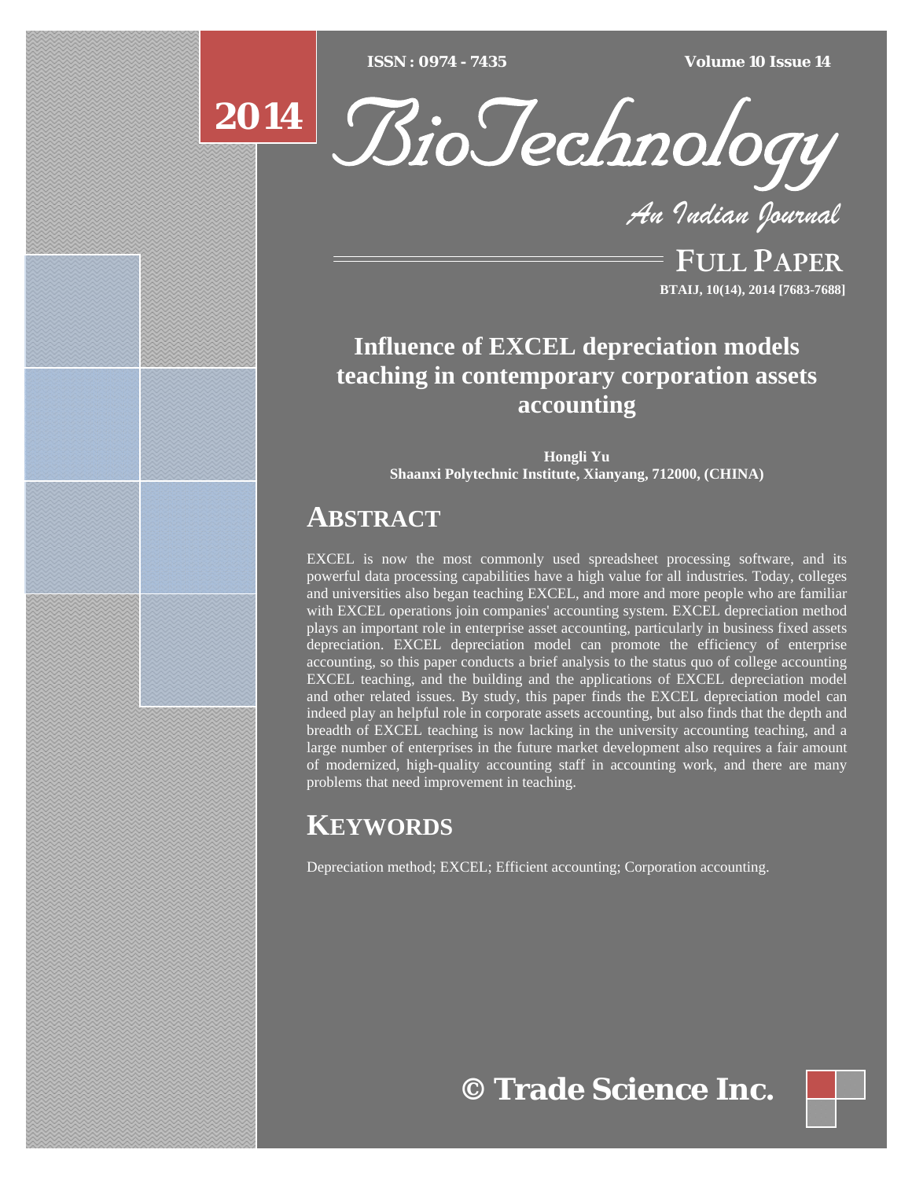# Influence of EXCEL depreciation models teaching in contemporary corporation assets accounting

**Hongli Yu**
**Shaanxi Polytechnic Institute, Xianyang, 712000, (CHINA)**

## ABSTRACT

EXCEL is now the most commonly used spreadsheet processing software, and its powerful data processing capabilities have a high value for all industries. Today, colleges and universities also began teaching EXCEL, and more and more people who are familiar with EXCEL operations join companies' accounting system. EXCEL depreciation method plays an important role in enterprise asset accounting, particularly in business fixed assets depreciation. EXCEL depreciation model can promote the efficiency of enterprise accounting, so this paper conducts a brief analysis to the status quo of college accounting EXCEL teaching, and the building and the applications of EXCEL depreciation model and other related issues. By study, this paper finds the EXCEL depreciation model can indeed play an helpful role in corporate assets accounting, but also finds that the depth and breadth of EXCEL teaching is now lacking in the university accounting teaching, and a large number of enterprises in the future market development also requires a fair amount of modernized, high-quality accounting staff in accounting work, and there are many problems that need improvement in teaching.

## KEYWORDS

Depreciation method; EXCEL; Efficient accounting; Corporation accounting.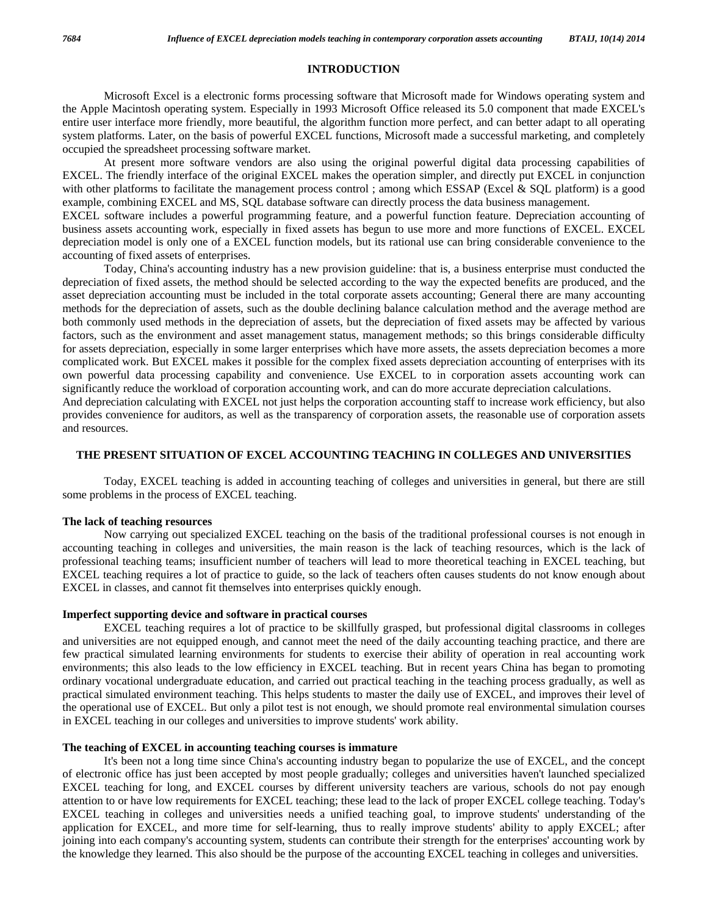## INTRODUCTION

Microsoft Excel is a electronic forms processing software that Microsoft made for Windows operating system and the Apple Macintosh operating system. Especially in 1993 Microsoft Office released its 5.0 component that made EXCEL's entire user interface more friendly, more beautiful, the algorithm function more perfect, and can better adapt to all operating system platforms. Later, on the basis of powerful EXCEL functions, Microsoft made a successful marketing, and completely occupied the spreadsheet processing software market.

At present more software vendors are also using the original powerful digital data processing capabilities of EXCEL. The friendly interface of the original EXCEL makes the operation simpler, and directly put EXCEL in conjunction with other platforms to facilitate the management process control ; among which ESSAP (Excel & SQL platform) is a good example, combining EXCEL and MS, SQL database software can directly process the data business management.

EXCEL software includes a powerful programming feature, and a powerful function feature. Depreciation accounting of business assets accounting work, especially in fixed assets has begun to use more and more functions of EXCEL. EXCEL depreciation model is only one of a EXCEL function models, but its rational use can bring considerable convenience to the accounting of fixed assets of enterprises.

Today, China's accounting industry has a new provision guideline: that is, a business enterprise must conducted the depreciation of fixed assets, the method should be selected according to the way the expected benefits are produced, and the asset depreciation accounting must be included in the total corporate assets accounting; General there are many accounting methods for the depreciation of assets, such as the double declining balance calculation method and the average method are both commonly used methods in the depreciation of assets, but the depreciation of fixed assets may be affected by various factors, such as the environment and asset management status, management methods; so this brings considerable difficulty for assets depreciation, especially in some larger enterprises which have more assets, the assets depreciation becomes a more complicated work. But EXCEL makes it possible for the complex fixed assets depreciation accounting of enterprises with its own powerful data processing capability and convenience. Use EXCEL to in corporation assets accounting work can significantly reduce the workload of corporation accounting work, and can do more accurate depreciation calculations.

And depreciation calculating with EXCEL not just helps the corporation accounting staff to increase work efficiency, but also provides convenience for auditors, as well as the transparency of corporation assets, the reasonable use of corporation assets and resources.

## THE PRESENT SITUATION OF EXCEL ACCOUNTING TEACHING IN COLLEGES AND UNIVERSITIES

Today, EXCEL teaching is added in accounting teaching of colleges and universities in general, but there are still some problems in the process of EXCEL teaching.

### The lack of teaching resources

Now carrying out specialized EXCEL teaching on the basis of the traditional professional courses is not enough in accounting teaching in colleges and universities, the main reason is the lack of teaching resources, which is the lack of professional teaching teams; insufficient number of teachers will lead to more theoretical teaching in EXCEL teaching, but EXCEL teaching requires a lot of practice to guide, so the lack of teachers often causes students do not know enough about EXCEL in classes, and cannot fit themselves into enterprises quickly enough.

### Imperfect supporting device and software in practical courses

EXCEL teaching requires a lot of practice to be skillfully grasped, but professional digital classrooms in colleges and universities are not equipped enough, and cannot meet the need of the daily accounting teaching practice, and there are few practical simulated learning environments for students to exercise their ability of operation in real accounting work environments; this also leads to the low efficiency in EXCEL teaching. But in recent years China has began to promoting ordinary vocational undergraduate education, and carried out practical teaching in the teaching process gradually, as well as practical simulated environment teaching. This helps students to master the daily use of EXCEL, and improves their level of the operational use of EXCEL. But only a pilot test is not enough, we should promote real environmental simulation courses in EXCEL teaching in our colleges and universities to improve students' work ability.

### The teaching of EXCEL in accounting teaching courses is immature

It's been not a long time since China's accounting industry began to popularize the use of EXCEL, and the concept of electronic office has just been accepted by most people gradually; colleges and universities haven't launched specialized EXCEL teaching for long, and EXCEL courses by different university teachers are various, schools do not pay enough attention to or have low requirements for EXCEL teaching; these lead to the lack of proper EXCEL college teaching. Today's EXCEL teaching in colleges and universities needs a unified teaching goal, to improve students' understanding of the application for EXCEL, and more time for self-learning, thus to really improve students' ability to apply EXCEL; after joining into each company's accounting system, students can contribute their strength for the enterprises' accounting work by the knowledge they learned. This also should be the purpose of the accounting EXCEL teaching in colleges and universities.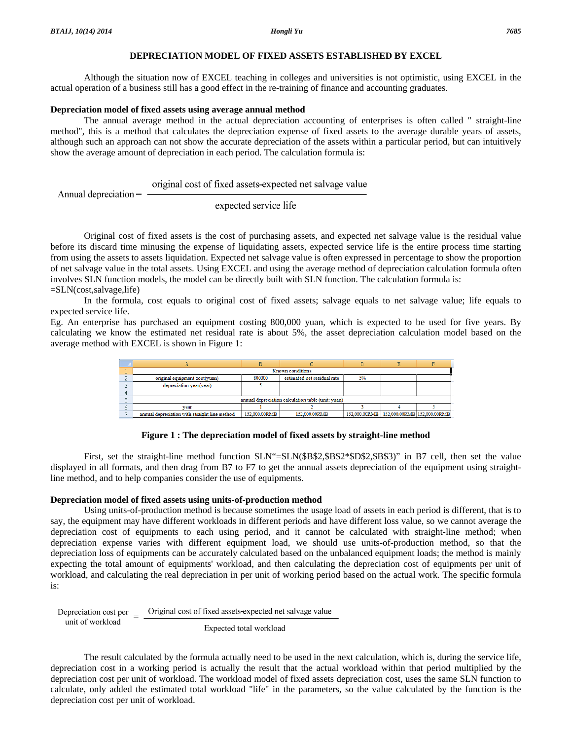## DEPRECIATION MODEL OF FIXED ASSETS ESTABLISHED BY EXCEL

Although the situation now of EXCEL teaching in colleges and universities is not optimistic, using EXCEL in the actual operation of a business still has a good effect in the re-training of finance and accounting graduates.

### Depreciation model of fixed assets using average annual method

The annual average method in the actual depreciation accounting of enterprises is often called " straight-line method", this is a method that calculates the depreciation expense of fixed assets to the average durable years of assets, although such an approach can not show the accurate depreciation of the assets within a particular period, but can intuitively show the average amount of depreciation in each period. The calculation formula is:

$$\text{Annual depreciation} = \frac{\text{original cost of fixed assets-expected net salvage value}}{\text{expected service life}}$$

Original cost of fixed assets is the cost of purchasing assets, and expected net salvage value is the residual value before its discard time minusing the expense of liquidating assets, expected service life is the entire process time starting from using the assets to assets liquidation. Expected net salvage value is often expressed in percentage to show the proportion of net salvage value in the total assets. Using EXCEL and using the average method of depreciation calculation formula often involves SLN function models, the model can be directly built with SLN function. The calculation formula is:
=SLN(cost,salvage,life)

In the formula, cost equals to original cost of fixed assets; salvage equals to net salvage value; life equals to expected service life.

Eg. An enterprise has purchased an equipment costing 800,000 yuan, which is expected to be used for five years. By calculating we know the estimated net residual rate is about 5%, the asset depreciation calculation model based on the average method with EXCEL is shown in Figure 1:

| | A | B | C | D | E | F |
|---|---|---|---|---|---|---|
| 1 | Known conditions | | | | | |
| 2 | original equipment cost(yuan) | 800000 | estimated net residual rate | 5% | | |
| 3 | depreciation year(year) | 5 | | | | |
| 4 | | | | | | |
| 5 | annual depreciation calculation table (unit: yuan) | | | | | |
| 6 | year | 1 | 2 | 3 | 4 | 5 |
| 7 | annual depreciation with straight-line method | 152,000.00RMB | 152,000.00RMB | 152,000.00RMB | 152,000.00RMB | 152,000.00RMB |

**Figure 1 : The depreciation model of fixed assets by straight-line method**

First, set the straight-line method function SLN"=SLN($B$2,$B$2*$D$2,$B$3)" in B7 cell, then set the value displayed in all formats, and then drag from B7 to F7 to get the annual assets depreciation of the equipment using straight-line method, and to help companies consider the use of equipments.

### Depreciation model of fixed assets using units-of-production method

Using units-of-production method is because sometimes the usage load of assets in each period is different, that is to say, the equipment may have different workloads in different periods and have different loss value, so we cannot average the depreciation cost of equipments to each using period, and it cannot be calculated with straight-line method; when depreciation expense varies with different equipment load, we should use units-of-production method, so that the depreciation loss of equipments can be accurately calculated based on the unbalanced equipment loads; the method is mainly expecting the total amount of equipments' workload, and then calculating the depreciation cost of equipments per unit of workload, and calculating the real depreciation in per unit of working period based on the actual work. The specific formula is:

$$\text{Depreciation cost per unit of workload} = \frac{\text{Original cost of fixed assets-expected net salvage value}}{\text{Expected total workload}}$$

The result calculated by the formula actually need to be used in the next calculation, which is, during the service life, depreciation cost in a working period is actually the result that the actual workload within that period multiplied by the depreciation cost per unit of workload. The workload model of fixed assets depreciation cost, uses the same SLN function to calculate, only added the estimated total workload "life" in the parameters, so the value calculated by the function is the depreciation cost per unit of workload.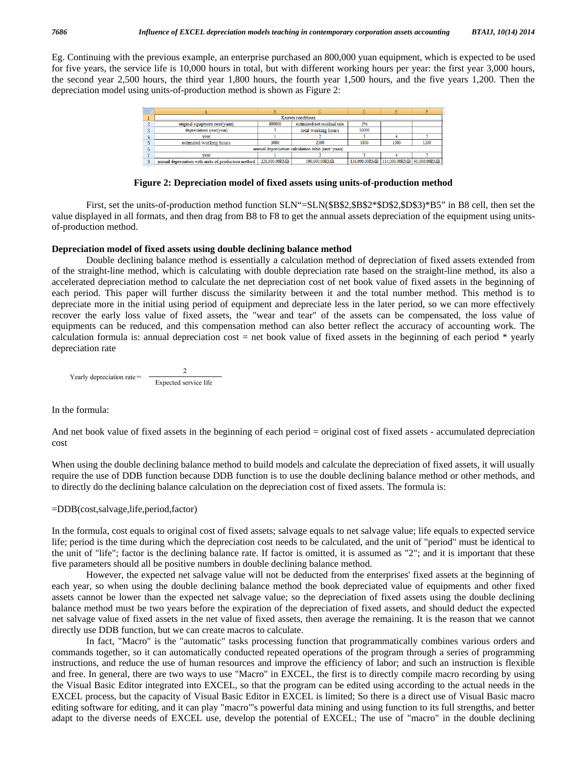Eg. Continuing with the previous example, an enterprise purchased an 800,000 yuan equipment, which is expected to be used for five years, the service life is 10,000 hours in total, but with different working hours per year: the first year 3,000 hours, the second year 2,500 hours, the third year 1,800 hours, the fourth year 1,500 hours, and the five years 1,200. Then the depreciation model using units-of-production method is shown as Figure 2:

| | A | B | C | D | E | F |
|---|---|---|---|---|---|---|
| 1 | Known conditions | | | | | |
| 2 | original equipment cost(yuan) | 800000 | estimated net residual rate | 5% | | |
| 3 | depreciation year(year) | 5 | total working hours | 10000 | | |
| 4 | year | 1 | 2 | 3 | 4 | 5 |
| 5 | estimated working hours | 3000 | 2500 | 1800 | 1500 | 1200 |
| 6 | annual depreciation calculation table (unit: yuan) | | | | | |
| 7 | year | 1 | 2 | 3 | 4 | 5 |
| 8 | annual depreciation with units-of-production method | 228,000.00RMB | 190,000.00RMB | 136,000.00RMB | 114,000.00RMB | 91,000.00RMB |

**Figure 2: Depreciation model of fixed assets using units-of-production method**

First, set the units-of-production method function SLN"=SLN($B$2,$B$2*$D$2,$D$3)*B5" in B8 cell, then set the value displayed in all formats, and then drag from B8 to F8 to get the annual assets depreciation of the equipment using units-of-production method.

### Depreciation model of fixed assets using double declining balance method

Double declining balance method is essentially a calculation method of depreciation of fixed assets extended from of the straight-line method, which is calculating with double depreciation rate based on the straight-line method, its also a accelerated depreciation method to calculate the net depreciation cost of net book value of fixed assets in the beginning of each period. This paper will further discuss the similarity between it and the total number method. This method is to depreciate more in the initial using period of equipment and depreciate less in the later period, so we can more effectively recover the early loss value of fixed assets, the "wear and tear" of the assets can be compensated, the loss value of equipments can be reduced, and this compensation method can also better reflect the accuracy of accounting work. The calculation formula is: annual depreciation cost = net book value of fixed assets in the beginning of each period * yearly depreciation rate

$$\text{Yearly depreciation rate} = \frac{2}{\text{Expected service life}}$$

In the formula:

And net book value of fixed assets in the beginning of each period = original cost of fixed assets - accumulated depreciation cost

When using the double declining balance method to build models and calculate the depreciation of fixed assets, it will usually require the use of DDB function because DDB function is to use the double declining balance method or other methods, and to directly do the declining balance calculation on the depreciation cost of fixed assets. The formula is:

=DDB(cost,salvage,life,period,factor)

In the formula, cost equals to original cost of fixed assets; salvage equals to net salvage value; life equals to expected service life; period is the time during which the depreciation cost needs to be calculated, and the unit of "period" must be identical to the unit of "life"; factor is the declining balance rate. If factor is omitted, it is assumed as "2"; and it is important that these five parameters should all be positive numbers in double declining balance method.

However, the expected net salvage value will not be deducted from the enterprises' fixed assets at the beginning of each year, so when using the double declining balance method the book depreciated value of equipments and other fixed assets cannot be lower than the expected net salvage value; so the depreciation of fixed assets using the double declining balance method must be two years before the expiration of the depreciation of fixed assets, and should deduct the expected net salvage value of fixed assets in the net value of fixed assets, then average the remaining. It is the reason that we cannot directly use DDB function, but we can create macros to calculate.

In fact, "Macro" is the "automatic" tasks processing function that programmatically combines various orders and commands together, so it can automatically conducted repeated operations of the program through a series of programming instructions, and reduce the use of human resources and improve the efficiency of labor; and such an instruction is flexible and free. In general, there are two ways to use "Macro" in EXCEL, the first is to directly compile macro recording by using the Visual Basic Editor integrated into EXCEL, so that the program can be edited using according to the actual needs in the EXCEL process, but the capacity of Visual Basic Editor in EXCEL is limited; So there is a direct use of Visual Basic macro editing software for editing, and it can play "macro"'s powerful data mining and using function to its full strengths, and better adapt to the diverse needs of EXCEL use, develop the potential of EXCEL; The use of "macro" in the double declining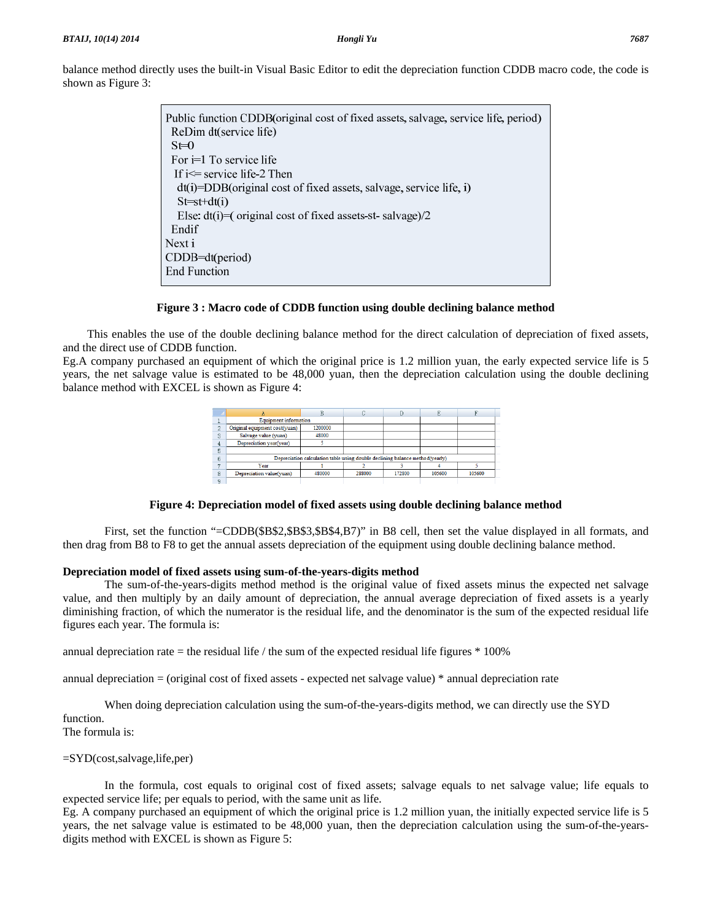balance method directly uses the built-in Visual Basic Editor to edit the depreciation function CDDB macro code, the code is shown as Figure 3:

```
Public function CDDB(original cost of fixed assets, salvage, service life, period)
 ReDim dt(service life)
 St=0
 For i=1 To service life
  If i<= service life-2 Then
   dt(i)=DDB(original cost of fixed assets, salvage, service life, i)
   St=st+dt(i)
   Else: dt(i)=( original cost of fixed assets-st- salvage)/2
 Endif
Next i
CDDB=dt(period)
End Function
```

**Figure 3 : Macro code of CDDB function using double declining balance method**

This enables the use of the double declining balance method for the direct calculation of depreciation of fixed assets, and the direct use of CDDB function.

Eg.A company purchased an equipment of which the original price is 1.2 million yuan, the early expected service life is 5 years, the net salvage value is estimated to be 48,000 yuan, then the depreciation calculation using the double declining balance method with EXCEL is shown as Figure 4:

| | A | B | C | D | E | F |
|---|---|---|---|---|---|---|
| 1 | Equipment information | | | | | |
| 2 | Original equipment cost(yuan) | 1200000 | | | | |
| 3 | Salvage value (yuan) | 48000 | | | | |
| 4 | Depreciation year(year) | 5 | | | | |
| 5 | | | | | | |
| 6 | Depreciation calculation table using double declining balance method(yearly) | | | | | |
| 7 | Year | 1 | 2 | 3 | 4 | 5 |
| 8 | Depreciation value(yuan) | 480000 | 288000 | 172800 | 105600 | 105600 |
| 9 | | | | | | |

**Figure 4: Depreciation model of fixed assets using double declining balance method**

First, set the function "=CDDB($B$2,$B$3,$B$4,B7)" in B8 cell, then set the value displayed in all formats, and then drag from B8 to F8 to get the annual assets depreciation of the equipment using double declining balance method.

**Depreciation model of fixed assets using sum-of-the-years-digits method**

The sum-of-the-years-digits method method is the original value of fixed assets minus the expected net salvage value, and then multiply by an daily amount of depreciation, the annual average depreciation of fixed assets is a yearly diminishing fraction, of which the numerator is the residual life, and the denominator is the sum of the expected residual life figures each year. The formula is:

annual depreciation rate = the residual life / the sum of the expected residual life figures * 100%

annual depreciation = (original cost of fixed assets - expected net salvage value) * annual depreciation rate

When doing depreciation calculation using the sum-of-the-years-digits method, we can directly use the SYD function.

The formula is:

=SYD(cost,salvage,life,per)

In the formula, cost equals to original cost of fixed assets; salvage equals to net salvage value; life equals to expected service life; per equals to period, with the same unit as life.

Eg. A company purchased an equipment of which the original price is 1.2 million yuan, the initially expected service life is 5 years, the net salvage value is estimated to be 48,000 yuan, then the depreciation calculation using the sum-of-the-years-digits method with EXCEL is shown as Figure 5: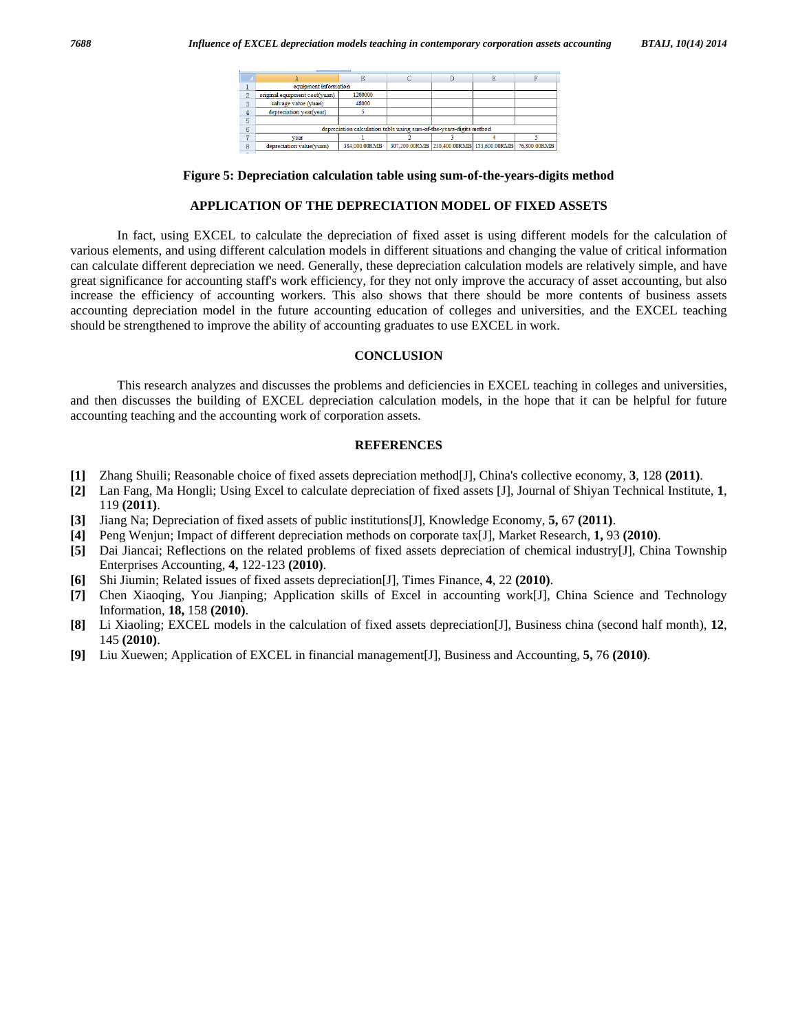| | A | B | C | D | E | F |
|---|---|---|---|---|---|---|
| 1 | equipment information | | | | | |
| 2 | original equipment cost(yuan) | 1200000 | | | | |
| 3 | salvage value (yuan) | 48000 | | | | |
| 4 | depreciation year(year) | 5 | | | | |
| 5 | | | | | | |
| 6 | depreciation calculation table using sum-of-the-years-digits method | | | | | |
| 7 | year | 1 | 2 | 3 | 4 | 5 |
| 8 | depreciation value(yuan) | 384,000.00RMB | 307,200.00RMB | 230,400.00RMB | 153,600.00RMB | 76,800.00RMB |

**Figure 5: Depreciation calculation table using sum-of-the-years-digits method**

## APPLICATION OF THE DEPRECIATION MODEL OF FIXED ASSETS

In fact, using EXCEL to calculate the depreciation of fixed asset is using different models for the calculation of various elements, and using different calculation models in different situations and changing the value of critical information can calculate different depreciation we need. Generally, these depreciation calculation models are relatively simple, and have great significance for accounting staff's work efficiency, for they not only improve the accuracy of asset accounting, but also increase the efficiency of accounting workers. This also shows that there should be more contents of business assets accounting depreciation model in the future accounting education of colleges and universities, and the EXCEL teaching should be strengthened to improve the ability of accounting graduates to use EXCEL in work.

## CONCLUSION

This research analyzes and discusses the problems and deficiencies in EXCEL teaching in colleges and universities, and then discusses the building of EXCEL depreciation calculation models, in the hope that it can be helpful for future accounting teaching and the accounting work of corporation assets.

## REFERENCES

**[1]** Zhang Shuili; Reasonable choice of fixed assets depreciation method[J], China's collective economy, **3**, 128 **(2011)**.

**[2]** Lan Fang, Ma Hongli; Using Excel to calculate depreciation of fixed assets [J], Journal of Shiyan Technical Institute, **1**, 119 **(2011)**.

**[3]** Jiang Na; Depreciation of fixed assets of public institutions[J], Knowledge Economy, **5,** 67 **(2011)**.

**[4]** Peng Wenjun; Impact of different depreciation methods on corporate tax[J], Market Research, **1,** 93 **(2010)**.

**[5]** Dai Jiancai; Reflections on the related problems of fixed assets depreciation of chemical industry[J], China Township Enterprises Accounting, **4,** 122-123 **(2010)**.

**[6]** Shi Jiumin; Related issues of fixed assets depreciation[J], Times Finance, **4**, 22 **(2010)**.

**[7]** Chen Xiaoqing, You Jianping; Application skills of Excel in accounting work[J], China Science and Technology Information, **18,** 158 **(2010)**.

**[8]** Li Xiaoling; EXCEL models in the calculation of fixed assets depreciation[J], Business china (second half month), **12**, 145 **(2010)**.

**[9]** Liu Xuewen; Application of EXCEL in financial management[J], Business and Accounting, **5,** 76 **(2010)**.